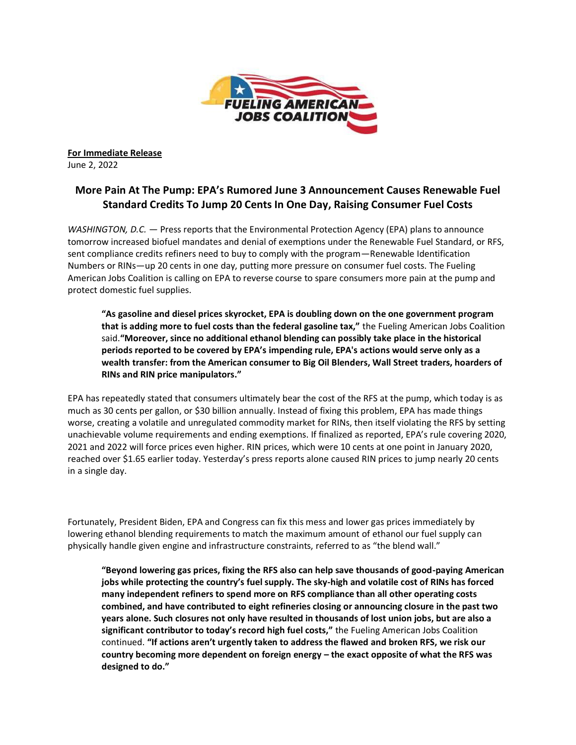**For Immediate Release**
June 2, 2022

## More Pain At The Pump: EPA's Rumored June 3 Announcement Causes Renewable Fuel Standard Credits To Jump 20 Cents In One Day, Raising Consumer Fuel Costs

*WASHINGTON, D.C.* — Press reports that the Environmental Protection Agency (EPA) plans to announce tomorrow increased biofuel mandates and denial of exemptions under the Renewable Fuel Standard, or RFS, sent compliance credits refiners need to buy to comply with the program—Renewable Identification Numbers or RINs—up 20 cents in one day, putting more pressure on consumer fuel costs. The Fueling American Jobs Coalition is calling on EPA to reverse course to spare consumers more pain at the pump and protect domestic fuel supplies.

> **"As gasoline and diesel prices skyrocket, EPA is doubling down on the one government program that is adding more to fuel costs than the federal gasoline tax,"** the Fueling American Jobs Coalition said.**"Moreover, since no additional ethanol blending can possibly take place in the historical periods reported to be covered by EPA's impending rule, EPA's actions would serve only as a wealth transfer: from the American consumer to Big Oil Blenders, Wall Street traders, hoarders of RINs and RIN price manipulators."**

EPA has repeatedly stated that consumers ultimately bear the cost of the RFS at the pump, which today is as much as 30 cents per gallon, or $30 billion annually. Instead of fixing this problem, EPA has made things worse, creating a volatile and unregulated commodity market for RINs, then itself violating the RFS by setting unachievable volume requirements and ending exemptions. If finalized as reported, EPA's rule covering 2020, 2021 and 2022 will force prices even higher. RIN prices, which were 10 cents at one point in January 2020, reached over $1.65 earlier today. Yesterday's press reports alone caused RIN prices to jump nearly 20 cents in a single day.

Fortunately, President Biden, EPA and Congress can fix this mess and lower gas prices immediately by lowering ethanol blending requirements to match the maximum amount of ethanol our fuel supply can physically handle given engine and infrastructure constraints, referred to as "the blend wall."

> **"Beyond lowering gas prices, fixing the RFS also can help save thousands of good-paying American jobs while protecting the country's fuel supply. The sky-high and volatile cost of RINs has forced many independent refiners to spend more on RFS compliance than all other operating costs combined, and have contributed to eight refineries closing or announcing closure in the past two years alone. Such closures not only have resulted in thousands of lost union jobs, but are also a significant contributor to today's record high fuel costs,"** the Fueling American Jobs Coalition continued. **"If actions aren't urgently taken to address the flawed and broken RFS, we risk our country becoming more dependent on foreign energy – the exact opposite of what the RFS was designed to do."**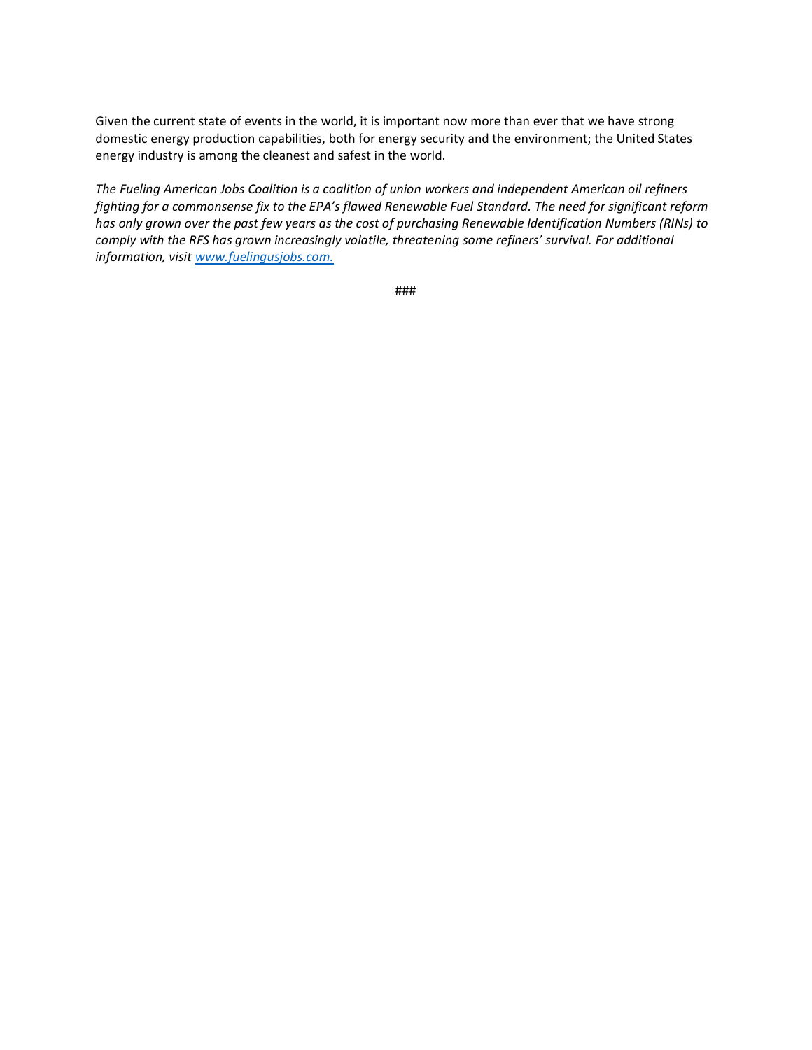Given the current state of events in the world, it is important now more than ever that we have strong domestic energy production capabilities, both for energy security and the environment; the United States energy industry is among the cleanest and safest in the world.

*The Fueling American Jobs Coalition is a coalition of union workers and independent American oil refiners fighting for a commonsense fix to the EPA's flawed Renewable Fuel Standard. The need for significant reform has only grown over the past few years as the cost of purchasing Renewable Identification Numbers (RINs) to comply with the RFS has grown increasingly volatile, threatening some refiners' survival. For additional information, visit [www.fuelingusjobs.com.](http://www.fuelingusjobs.com)*

###